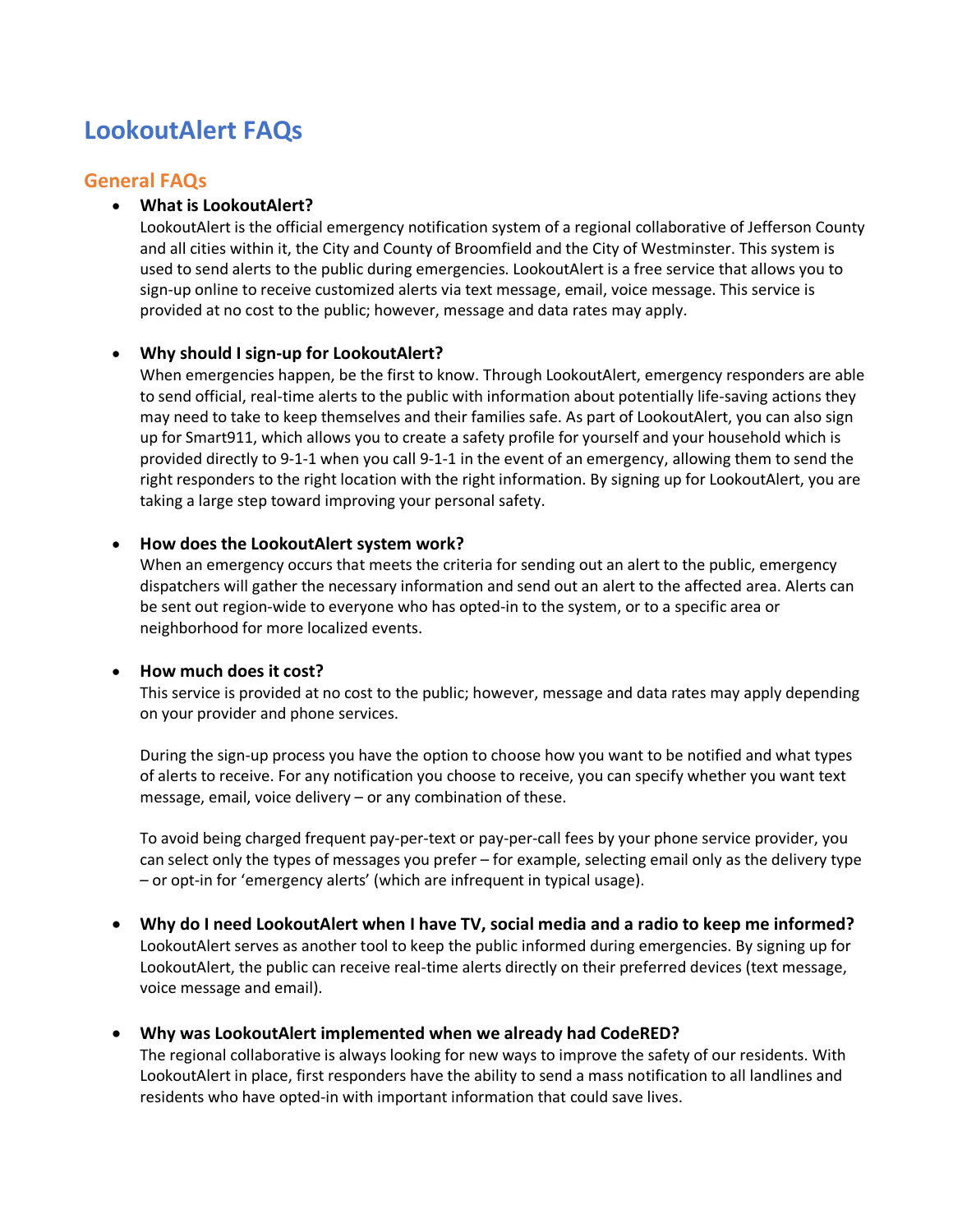# LookoutAlert FAQs

## General FAQs

- **What is LookoutAlert?**
  LookoutAlert is the official emergency notification system of a regional collaborative of Jefferson County and all cities within it, the City and County of Broomfield and the City of Westminster. This system is used to send alerts to the public during emergencies. LookoutAlert is a free service that allows you to sign-up online to receive customized alerts via text message, email, voice message. This service is provided at no cost to the public; however, message and data rates may apply.

- **Why should I sign-up for LookoutAlert?**
  When emergencies happen, be the first to know. Through LookoutAlert, emergency responders are able to send official, real-time alerts to the public with information about potentially life-saving actions they may need to take to keep themselves and their families safe. As part of LookoutAlert, you can also sign up for Smart911, which allows you to create a safety profile for yourself and your household which is provided directly to 9-1-1 when you call 9-1-1 in the event of an emergency, allowing them to send the right responders to the right location with the right information. By signing up for LookoutAlert, you are taking a large step toward improving your personal safety.

- **How does the LookoutAlert system work?**
  When an emergency occurs that meets the criteria for sending out an alert to the public, emergency dispatchers will gather the necessary information and send out an alert to the affected area. Alerts can be sent out region-wide to everyone who has opted-in to the system, or to a specific area or neighborhood for more localized events.

- **How much does it cost?**
  This service is provided at no cost to the public; however, message and data rates may apply depending on your provider and phone services.

  During the sign-up process you have the option to choose how you want to be notified and what types of alerts to receive. For any notification you choose to receive, you can specify whether you want text message, email, voice delivery – or any combination of these.

  To avoid being charged frequent pay-per-text or pay-per-call fees by your phone service provider, you can select only the types of messages you prefer – for example, selecting email only as the delivery type – or opt-in for 'emergency alerts' (which are infrequent in typical usage).

- **Why do I need LookoutAlert when I have TV, social media and a radio to keep me informed?**
  LookoutAlert serves as another tool to keep the public informed during emergencies. By signing up for LookoutAlert, the public can receive real-time alerts directly on their preferred devices (text message, voice message and email).

- **Why was LookoutAlert implemented when we already had CodeRED?**
  The regional collaborative is always looking for new ways to improve the safety of our residents. With LookoutAlert in place, first responders have the ability to send a mass notification to all landlines and residents who have opted-in with important information that could save lives.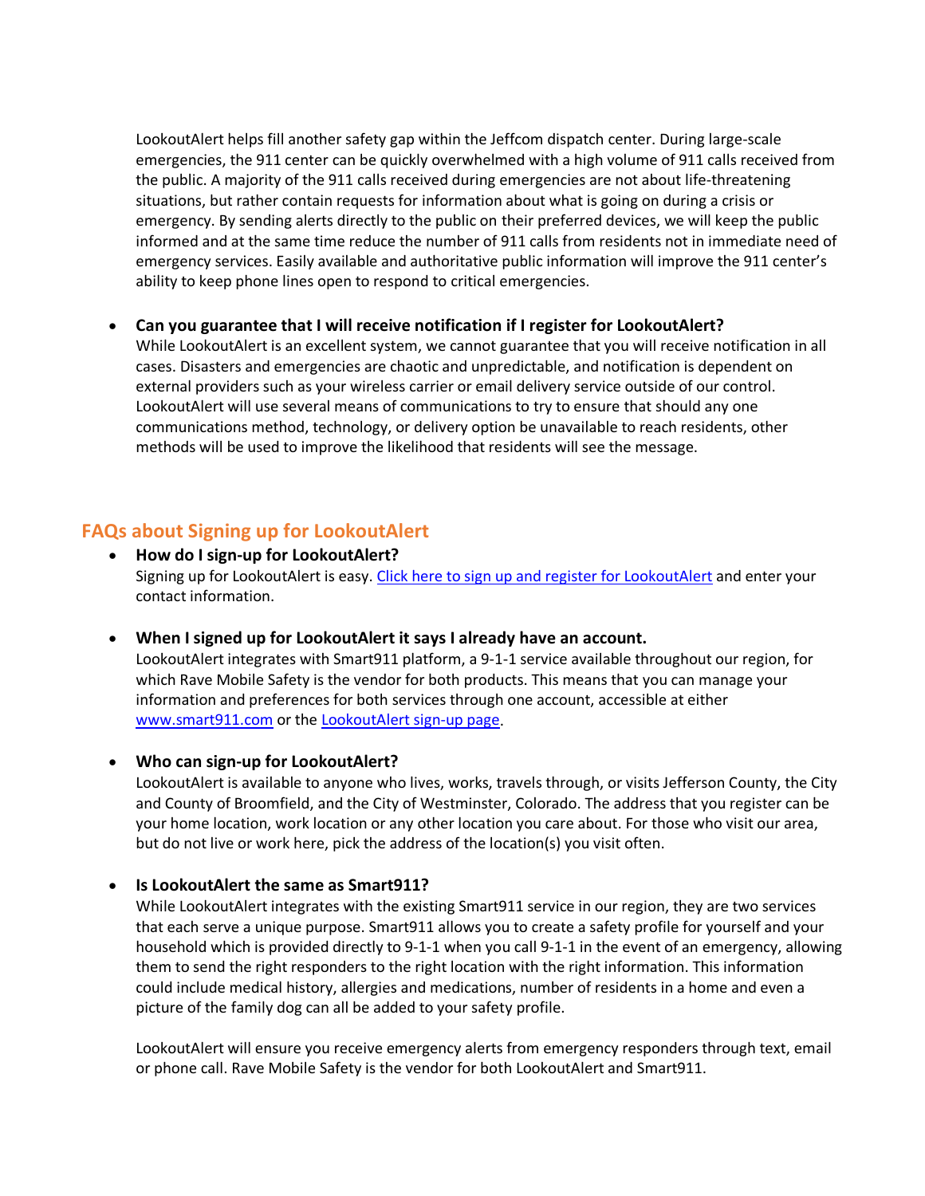LookoutAlert helps fill another safety gap within the Jeffcom dispatch center. During large-scale emergencies, the 911 center can be quickly overwhelmed with a high volume of 911 calls received from the public. A majority of the 911 calls received during emergencies are not about life-threatening situations, but rather contain requests for information about what is going on during a crisis or emergency. By sending alerts directly to the public on their preferred devices, we will keep the public informed and at the same time reduce the number of 911 calls from residents not in immediate need of emergency services. Easily available and authoritative public information will improve the 911 center's ability to keep phone lines open to respond to critical emergencies.

- **Can you guarantee that I will receive notification if I register for LookoutAlert?**
  While LookoutAlert is an excellent system, we cannot guarantee that you will receive notification in all cases. Disasters and emergencies are chaotic and unpredictable, and notification is dependent on external providers such as your wireless carrier or email delivery service outside of our control. LookoutAlert will use several means of communications to try to ensure that should any one communications method, technology, or delivery option be unavailable to reach residents, other methods will be used to improve the likelihood that residents will see the message.

## FAQs about Signing up for LookoutAlert

- **How do I sign-up for LookoutAlert?**
  Signing up for LookoutAlert is easy. Click here to sign up and register for LookoutAlert and enter your contact information.

- **When I signed up for LookoutAlert it says I already have an account.**
  LookoutAlert integrates with Smart911 platform, a 9-1-1 service available throughout our region, for which Rave Mobile Safety is the vendor for both products. This means that you can manage your information and preferences for both services through one account, accessible at either www.smart911.com or the LookoutAlert sign-up page.

- **Who can sign-up for LookoutAlert?**
  LookoutAlert is available to anyone who lives, works, travels through, or visits Jefferson County, the City and County of Broomfield, and the City of Westminster, Colorado. The address that you register can be your home location, work location or any other location you care about. For those who visit our area, but do not live or work here, pick the address of the location(s) you visit often.

- **Is LookoutAlert the same as Smart911?**
  While LookoutAlert integrates with the existing Smart911 service in our region, they are two services that each serve a unique purpose. Smart911 allows you to create a safety profile for yourself and your household which is provided directly to 9-1-1 when you call 9-1-1 in the event of an emergency, allowing them to send the right responders to the right location with the right information. This information could include medical history, allergies and medications, number of residents in a home and even a picture of the family dog can all be added to your safety profile.

  LookoutAlert will ensure you receive emergency alerts from emergency responders through text, email or phone call. Rave Mobile Safety is the vendor for both LookoutAlert and Smart911.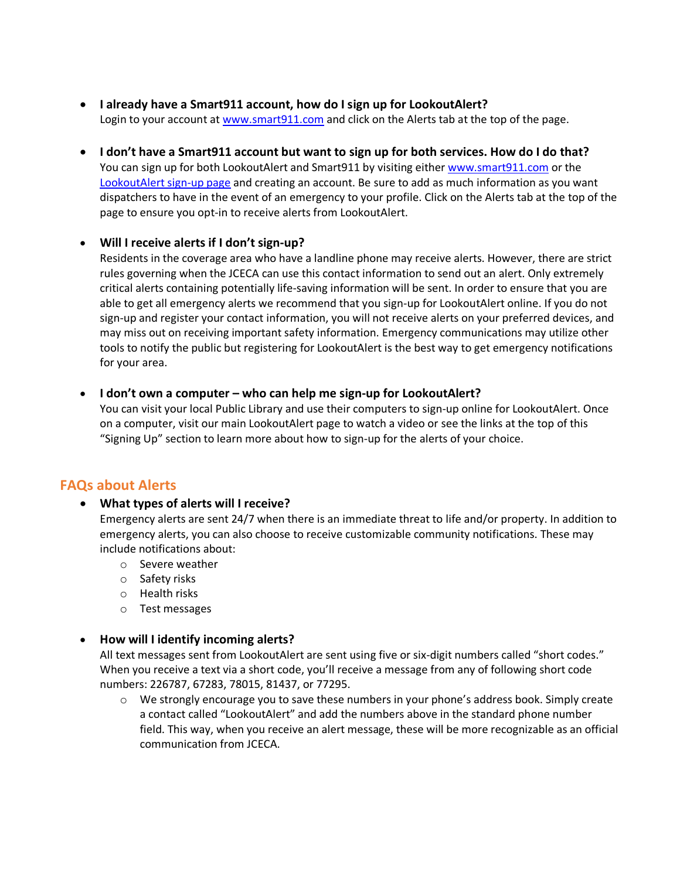- **I already have a Smart911 account, how do I sign up for LookoutAlert?**
  Login to your account at [www.smart911.com](http://www.smart911.com) and click on the Alerts tab at the top of the page.

- **I don't have a Smart911 account but want to sign up for both services. How do I do that?**
  You can sign up for both LookoutAlert and Smart911 by visiting either [www.smart911.com](http://www.smart911.com) or the [LookoutAlert sign-up page]() and creating an account. Be sure to add as much information as you want dispatchers to have in the event of an emergency to your profile. Click on the Alerts tab at the top of the page to ensure you opt-in to receive alerts from LookoutAlert.

- **Will I receive alerts if I don't sign-up?**
  Residents in the coverage area who have a landline phone may receive alerts. However, there are strict rules governing when the JCECA can use this contact information to send out an alert. Only extremely critical alerts containing potentially life-saving information will be sent. In order to ensure that you are able to get all emergency alerts we recommend that you sign-up for LookoutAlert online. If you do not sign-up and register your contact information, you will not receive alerts on your preferred devices, and may miss out on receiving important safety information. Emergency communications may utilize other tools to notify the public but registering for LookoutAlert is the best way to get emergency notifications for your area.

- **I don't own a computer – who can help me sign-up for LookoutAlert?**
  You can visit your local Public Library and use their computers to sign-up online for LookoutAlert. Once on a computer, visit our main LookoutAlert page to watch a video or see the links at the top of this "Signing Up" section to learn more about how to sign-up for the alerts of your choice.

## FAQs about Alerts

- **What types of alerts will I receive?**
  Emergency alerts are sent 24/7 when there is an immediate threat to life and/or property. In addition to emergency alerts, you can also choose to receive customizable community notifications. These may include notifications about:
  - Severe weather
  - Safety risks
  - Health risks
  - Test messages

- **How will I identify incoming alerts?**
  All text messages sent from LookoutAlert are sent using five or six-digit numbers called "short codes." When you receive a text via a short code, you'll receive a message from any of following short code numbers: 226787, 67283, 78015, 81437, or 77295.
  - We strongly encourage you to save these numbers in your phone's address book. Simply create a contact called "LookoutAlert" and add the numbers above in the standard phone number field. This way, when you receive an alert message, these will be more recognizable as an official communication from JCECA.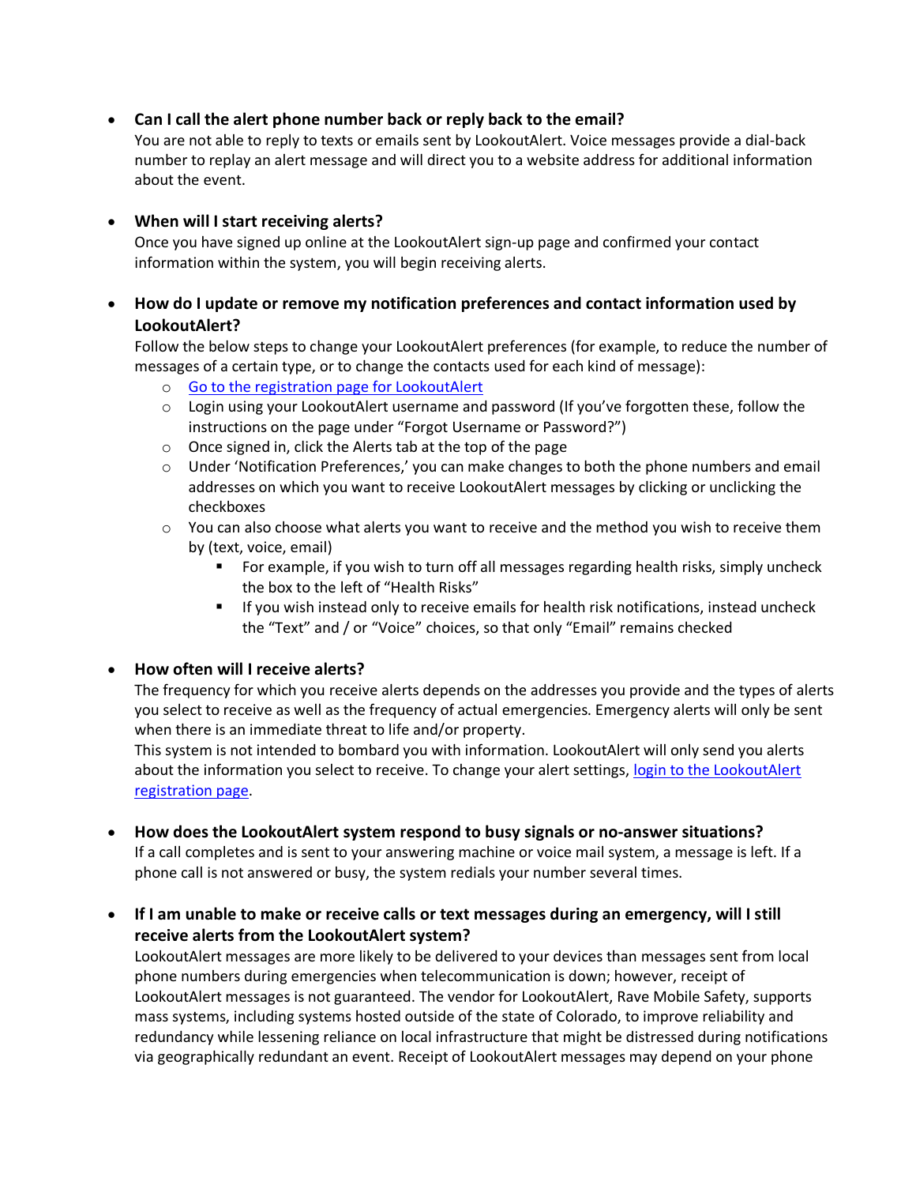- **Can I call the alert phone number back or reply back to the email?**
  You are not able to reply to texts or emails sent by LookoutAlert. Voice messages provide a dial-back number to replay an alert message and will direct you to a website address for additional information about the event.

- **When will I start receiving alerts?**
  Once you have signed up online at the LookoutAlert sign-up page and confirmed your contact information within the system, you will begin receiving alerts.

- **How do I update or remove my notification preferences and contact information used by LookoutAlert?**
  Follow the below steps to change your LookoutAlert preferences (for example, to reduce the number of messages of a certain type, or to change the contacts used for each kind of message):
  - Go to the registration page for LookoutAlert
  - Login using your LookoutAlert username and password (If you've forgotten these, follow the instructions on the page under "Forgot Username or Password?")
  - Once signed in, click the Alerts tab at the top of the page
  - Under 'Notification Preferences,' you can make changes to both the phone numbers and email addresses on which you want to receive LookoutAlert messages by clicking or unclicking the checkboxes
  - You can also choose what alerts you want to receive and the method you wish to receive them by (text, voice, email)
    - For example, if you wish to turn off all messages regarding health risks, simply uncheck the box to the left of "Health Risks"
    - If you wish instead only to receive emails for health risk notifications, instead uncheck the "Text" and / or "Voice" choices, so that only "Email" remains checked

- **How often will I receive alerts?**
  The frequency for which you receive alerts depends on the addresses you provide and the types of alerts you select to receive as well as the frequency of actual emergencies. Emergency alerts will only be sent when there is an immediate threat to life and/or property.
  This system is not intended to bombard you with information. LookoutAlert will only send you alerts about the information you select to receive. To change your alert settings, login to the LookoutAlert registration page.

- **How does the LookoutAlert system respond to busy signals or no-answer situations?**
  If a call completes and is sent to your answering machine or voice mail system, a message is left. If a phone call is not answered or busy, the system redials your number several times.

- **If I am unable to make or receive calls or text messages during an emergency, will I still receive alerts from the LookoutAlert system?**
  LookoutAlert messages are more likely to be delivered to your devices than messages sent from local phone numbers during emergencies when telecommunication is down; however, receipt of LookoutAlert messages is not guaranteed. The vendor for LookoutAlert, Rave Mobile Safety, supports mass systems, including systems hosted outside of the state of Colorado, to improve reliability and redundancy while lessening reliance on local infrastructure that might be distressed during notifications via geographically redundant an event. Receipt of LookoutAlert messages may depend on your phone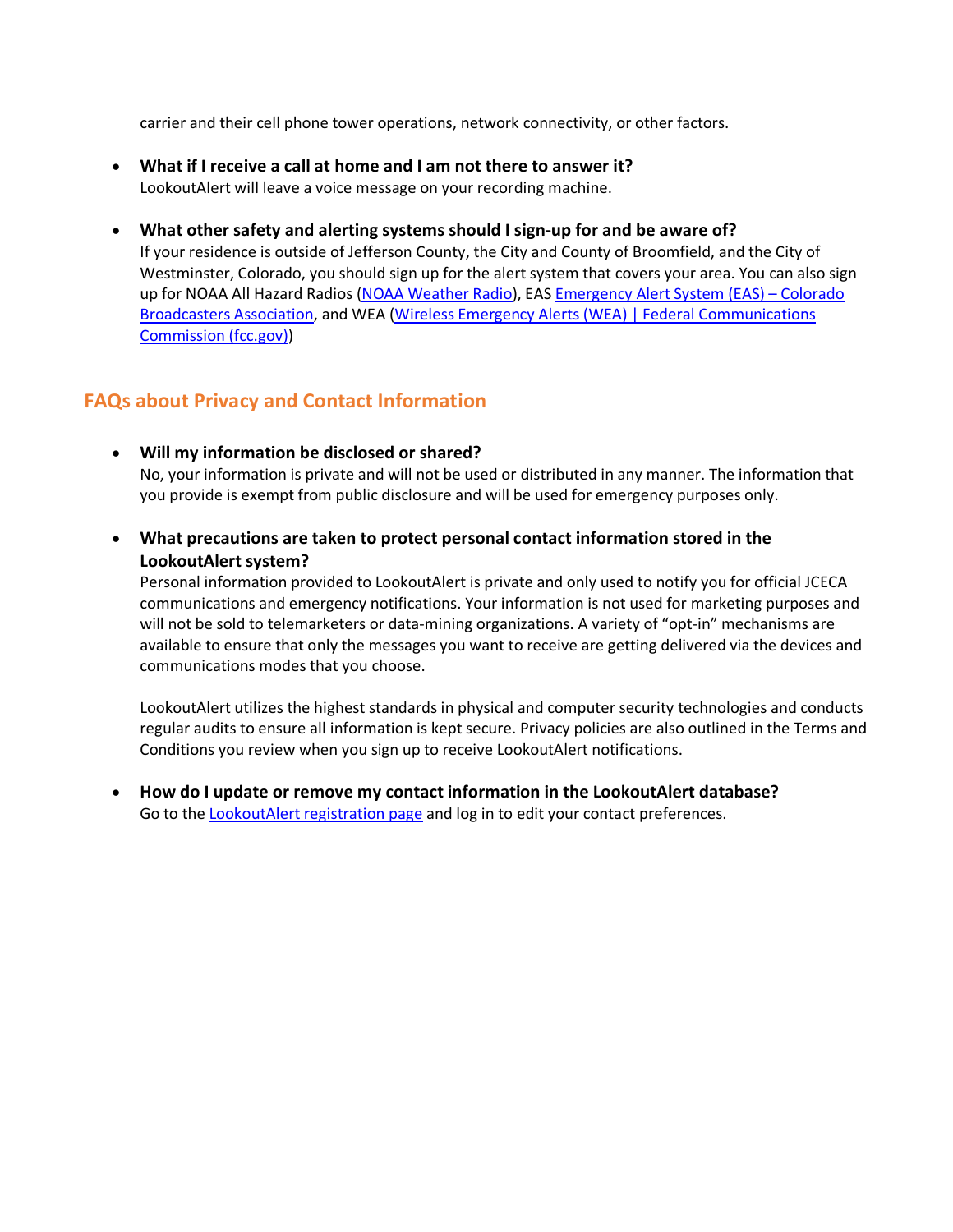carrier and their cell phone tower operations, network connectivity, or other factors.

- **What if I receive a call at home and I am not there to answer it?**
  LookoutAlert will leave a voice message on your recording machine.

- **What other safety and alerting systems should I sign-up for and be aware of?**
  If your residence is outside of Jefferson County, the City and County of Broomfield, and the City of Westminster, Colorado, you should sign up for the alert system that covers your area. You can also sign up for NOAA All Hazard Radios (NOAA Weather Radio), EAS Emergency Alert System (EAS) – Colorado Broadcasters Association, and WEA (Wireless Emergency Alerts (WEA) | Federal Communications Commission (fcc.gov))

## FAQs about Privacy and Contact Information

- **Will my information be disclosed or shared?**
  No, your information is private and will not be used or distributed in any manner. The information that you provide is exempt from public disclosure and will be used for emergency purposes only.

- **What precautions are taken to protect personal contact information stored in the LookoutAlert system?**
  Personal information provided to LookoutAlert is private and only used to notify you for official JCECA communications and emergency notifications. Your information is not used for marketing purposes and will not be sold to telemarketers or data-mining organizations. A variety of "opt-in" mechanisms are available to ensure that only the messages you want to receive are getting delivered via the devices and communications modes that you choose.

  LookoutAlert utilizes the highest standards in physical and computer security technologies and conducts regular audits to ensure all information is kept secure. Privacy policies are also outlined in the Terms and Conditions you review when you sign up to receive LookoutAlert notifications.

- **How do I update or remove my contact information in the LookoutAlert database?**
  Go to the LookoutAlert registration page and log in to edit your contact preferences.